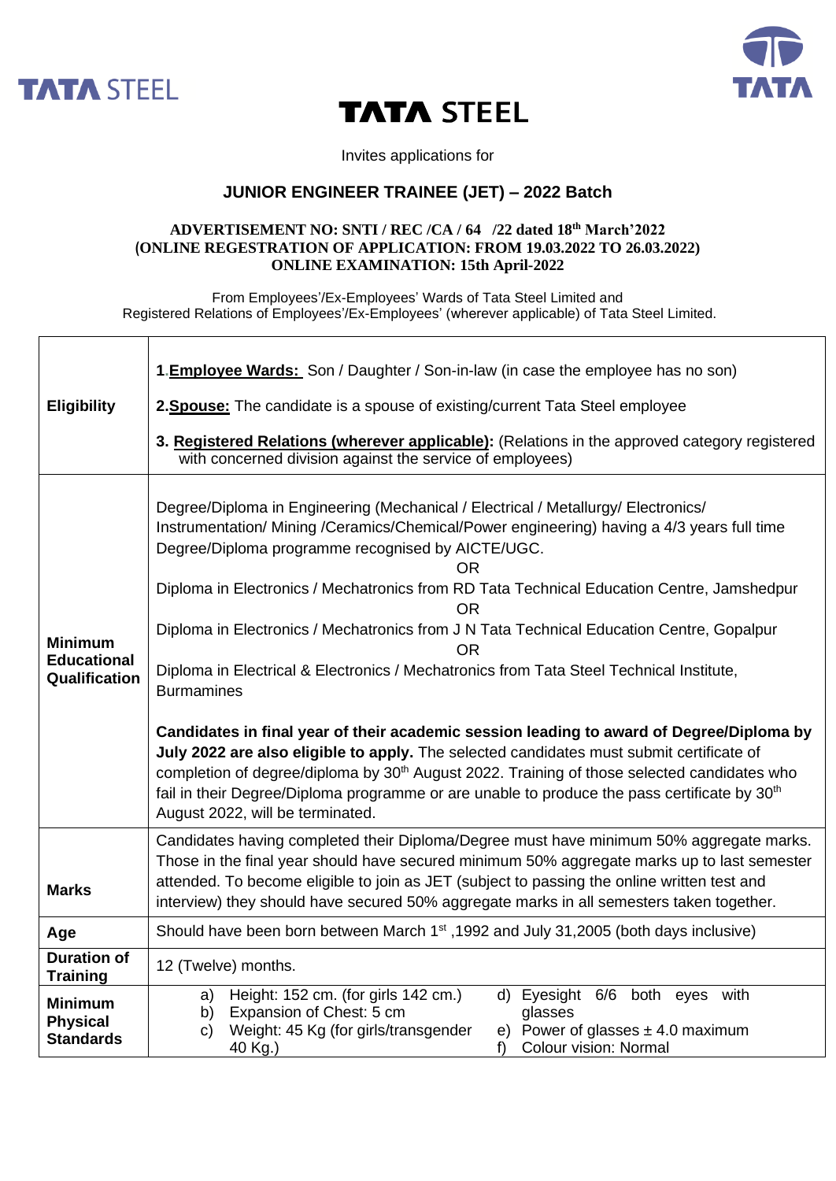# TATA STEEL

Invites applications for

## JUNIOR ENGINEER TRAINEE (JET) – 2022 Batch

**ADVERTISEMENT NO: SNTI / REC /CA / 64 /22 dated 18th March'2022**
**(ONLINE REGESTRATION OF APPLICATION: FROM 19.03.2022 TO 26.03.2022)**
**ONLINE EXAMINATION: 15th April-2022**

From Employees'/Ex-Employees' Wards of Tata Steel Limited and
Registered Relations of Employees'/Ex-Employees' (wherever applicable) of Tata Steel Limited.

| | |
|---|---|
| **Eligibility** | 1.**Employee Wards:** Son / Daughter / Son-in-law (in case the employee has no son)<br><br>2.**Spouse:** The candidate is a spouse of existing/current Tata Steel employee<br><br>3. **Registered Relations (wherever applicable):** (Relations in the approved category registered with concerned division against the service of employees) |
| **Minimum Educational Qualification** | Degree/Diploma in Engineering (Mechanical / Electrical / Metallurgy/ Electronics/ Instrumentation/ Mining /Ceramics/Chemical/Power engineering) having a 4/3 years full time Degree/Diploma programme recognised by AICTE/UGC.<br>OR<br>Diploma in Electronics / Mechatronics from RD Tata Technical Education Centre, Jamshedpur<br>OR<br>Diploma in Electronics / Mechatronics from J N Tata Technical Education Centre, Gopalpur<br>OR<br>Diploma in Electrical & Electronics / Mechatronics from Tata Steel Technical Institute, Burmamines<br><br>**Candidates in final year of their academic session leading to award of Degree/Diploma by July 2022 are also eligible to apply.** The selected candidates must submit certificate of completion of degree/diploma by 30th August 2022. Training of those selected candidates who fail in their Degree/Diploma programme or are unable to produce the pass certificate by 30th August 2022, will be terminated. |
| **Marks** | Candidates having completed their Diploma/Degree must have minimum 50% aggregate marks. Those in the final year should have secured minimum 50% aggregate marks up to last semester attended. To become eligible to join as JET (subject to passing the online written test and interview) they should have secured 50% aggregate marks in all semesters taken together. |
| **Age** | Should have been born between March 1st ,1992 and July 31,2005 (both days inclusive) |
| **Duration of Training** | 12 (Twelve) months. |
| **Minimum Physical Standards** | a) Height: 152 cm. (for girls 142 cm.)<br>b) Expansion of Chest: 5 cm<br>c) Weight: 45 Kg (for girls/transgender 40 Kg.)<br>d) Eyesight 6/6 both eyes with glasses<br>e) Power of glasses ± 4.0 maximum<br>f) Colour vision: Normal |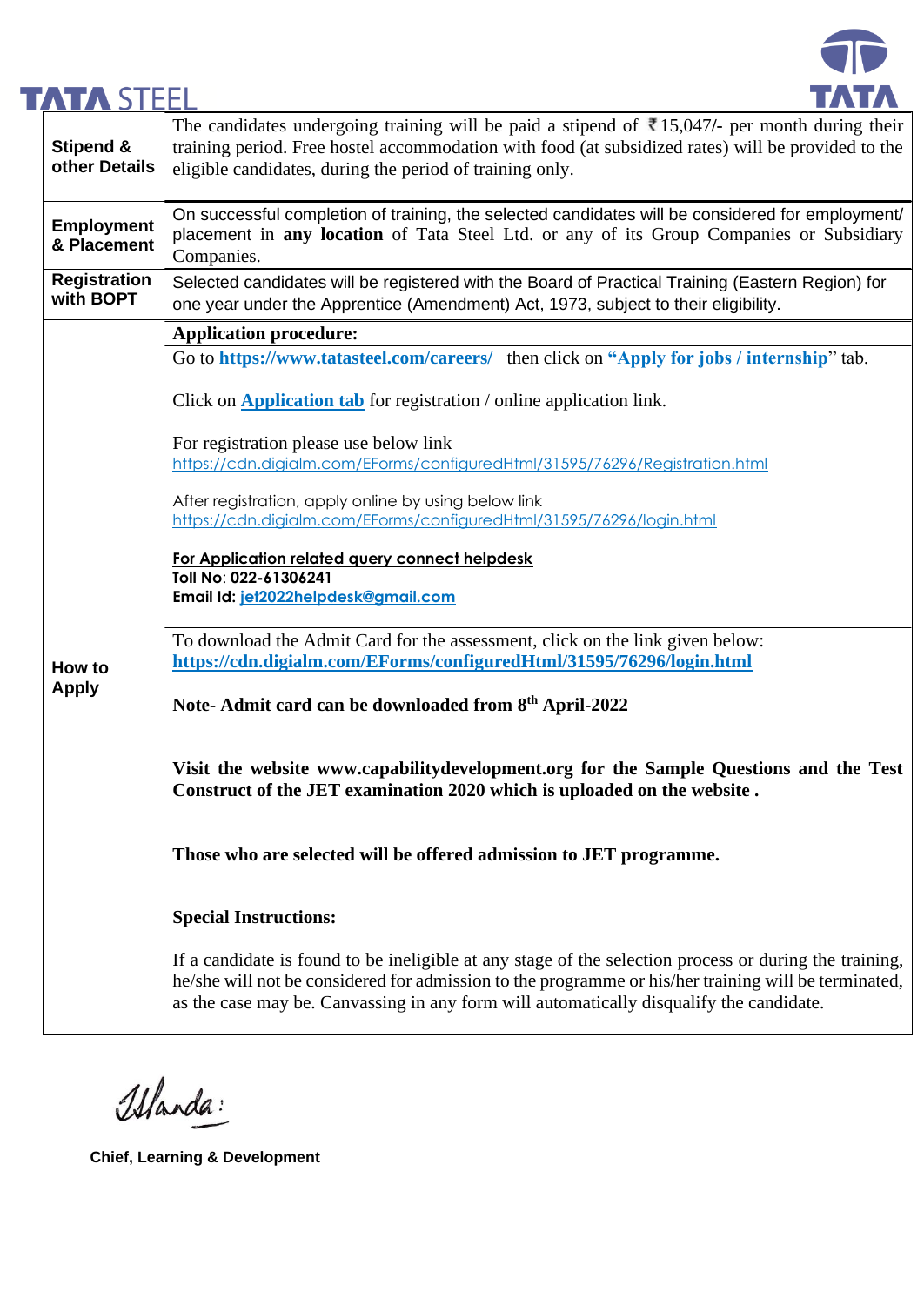TATA STEEL

| | |
|---|---|
| **Stipend & other Details** | The candidates undergoing training will be paid a stipend of ₹15,047/- per month during their training period. Free hostel accommodation with food (at subsidized rates) will be provided to the eligible candidates, during the period of training only. |
| **Employment & Placement** | On successful completion of training, the selected candidates will be considered for employment/ placement in **any location** of Tata Steel Ltd. or any of its Group Companies or Subsidiary Companies. |
| **Registration with BOPT** | Selected candidates will be registered with the Board of Practical Training (Eastern Region) for one year under the Apprentice (Amendment) Act, 1973, subject to their eligibility. |
| **How to Apply** | **Application procedure:**<br>Go to **https://www.tatasteel.com/careers/** then click on **"Apply for jobs / internship"** tab.<br><br>Click on **Application tab** for registration / online application link.<br><br>For registration please use below link<br>https://cdn.digialm.com/EForms/configuredHtml/31595/76296/Registration.html<br><br>After registration, apply online by using below link<br>https://cdn.digialm.com/EForms/configuredHtml/31595/76296/login.html<br><br>**For Application related query connect helpdesk**<br>**Toll No: 022-61306241**<br>**Email Id: jet2022helpdesk@gmail.com**<br><br>To download the Admit Card for the assessment, click on the link given below:<br>**https://cdn.digialm.com/EForms/configuredHtml/31595/76296/login.html**<br><br>**Note- Admit card can be downloaded from 8th April-2022**<br><br>**Visit the website www.capabilitydevelopment.org for the Sample Questions and the Test Construct of the JET examination 2020 which is uploaded on the website .**<br><br>**Those who are selected will be offered admission to JET programme.**<br><br>**Special Instructions:**<br><br>If a candidate is found to be ineligible at any stage of the selection process or during the training, he/she will not be considered for admission to the programme or his/her training will be terminated, as the case may be. Canvassing in any form will automatically disqualify the candidate. |

**Chief, Learning & Development**